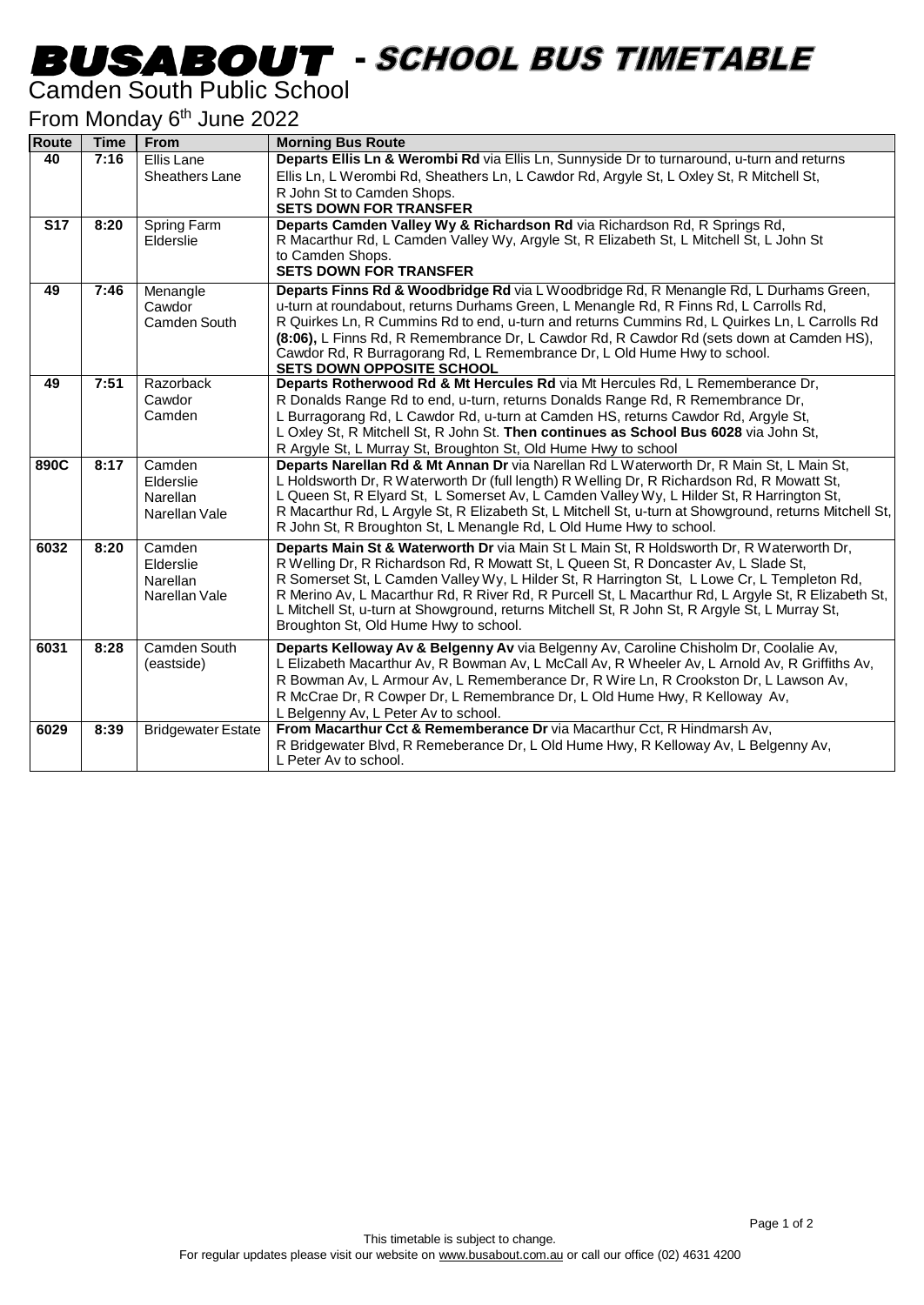# BUSABOUT - SCHOOL BUS TIMETABLE

## Camden South Public School

### From Monday 6th June 2022

| Route | Time | From | Morning Bus Route |
|---|---|---|---|
| 40 | 7:16 | Ellis Lane Sheathers Lane | **Departs Ellis Ln & Werombi Rd** via Ellis Ln, Sunnyside Dr to turnaround, u-turn and returns Ellis Ln, L Werombi Rd, Sheathers Ln, L Cawdor Rd, Argyle St, L Oxley St, R Mitchell St, R John St to Camden Shops. **SETS DOWN FOR TRANSFER** |
| S17 | 8:20 | Spring Farm Elderslie | **Departs Camden Valley Wy & Richardson Rd** via Richardson Rd, R Springs Rd, R Macarthur Rd, L Camden Valley Wy, Argyle St, R Elizabeth St, L Mitchell St, L John St to Camden Shops. **SETS DOWN FOR TRANSFER** |
| 49 | 7:46 | Menangle Cawdor Camden South | **Departs Finns Rd & Woodbridge Rd** via L Woodbridge Rd, R Menangle Rd, L Durhams Green, u-turn at roundabout, returns Durhams Green, L Menangle Rd, R Finns Rd, L Carrolls Rd, R Quirkes Ln, R Cummins Rd to end, u-turn and returns Cummins Rd, L Quirkes Ln, L Carrolls Rd **(8:06),** L Finns Rd, R Remembrance Dr, L Cawdor Rd, R Cawdor Rd (sets down at Camden HS), Cawdor Rd, R Burragorang Rd, L Remembrance Dr, L Old Hume Hwy to school. **SETS DOWN OPPOSITE SCHOOL** |
| 49 | 7:51 | Razorback Cawdor Camden | **Departs Rotherwood Rd & Mt Hercules Rd** via Mt Hercules Rd, L Rememberance Dr, R Donalds Range Rd to end, u-turn, returns Donalds Range Rd, R Remembrance Dr, L Burragorang Rd, L Cawdor Rd, u-turn at Camden HS, returns Cawdor Rd, Argyle St, L Oxley St, R Mitchell St, R John St. **Then continues as School Bus 6028** via John St, R Argyle St, L Murray St, Broughton St, Old Hume Hwy to school |
| 890C | 8:17 | Camden Elderslie Narellan Narellan Vale | **Departs Narellan Rd & Mt Annan Dr** via Narellan Rd L Waterworth Dr, R Main St, L Main St, L Holdsworth Dr, R Waterworth Dr (full length) R Welling Dr, R Richardson Rd, R Mowatt St, L Queen St, R Elyard St, L Somerset Av, L Camden Valley Wy, L Hilder St, R Harrington St, R Macarthur Rd, L Argyle St, R Elizabeth St, L Mitchell St, u-turn at Showground, returns Mitchell St, R John St, R Broughton St, L Menangle Rd, L Old Hume Hwy to school. |
| 6032 | 8:20 | Camden Elderslie Narellan Narellan Vale | **Departs Main St & Waterworth Dr** via Main St L Main St, R Holdsworth Dr, R Waterworth Dr, R Welling Dr, R Richardson Rd, R Mowatt St, L Queen St, R Doncaster Av, L Slade St, R Somerset St, L Camden Valley Wy, L Hilder St, R Harrington St, L Lowe Cr, L Templeton Rd, R Merino Av, L Macarthur Rd, R River Rd, R Purcell St, L Macarthur Rd, L Argyle St, R Elizabeth St, L Mitchell St, u-turn at Showground, returns Mitchell St, R John St, R Argyle St, L Murray St, Broughton St, Old Hume Hwy to school. |
| 6031 | 8:28 | Camden South (eastside) | **Departs Kelloway Av & Belgenny Av** via Belgenny Av, Caroline Chisholm Dr, Coolalie Av, L Elizabeth Macarthur Av, R Bowman Av, L McCall Av, R Wheeler Av, L Arnold Av, R Griffiths Av, R Bowman Av, L Armour Av, L Rememberance Dr, R Wire Ln, R Crookston Dr, L Lawson Av, R McCrae Dr, R Cowper Dr, L Remembrance Dr, L Old Hume Hwy, R Kelloway Av, L Belgenny Av, L Peter Av to school. |
| 6029 | 8:39 | Bridgewater Estate | **From Macarthur Cct & Rememberance Dr** via Macarthur Cct, R Hindmarsh Av, R Bridgewater Blvd, R Remeberance Dr, L Old Hume Hwy, R Kelloway Av, L Belgenny Av, L Peter Av to school. |

This timetable is subject to change.
For regular updates please visit our website on www.busabout.com.au or call our office (02) 4631 4200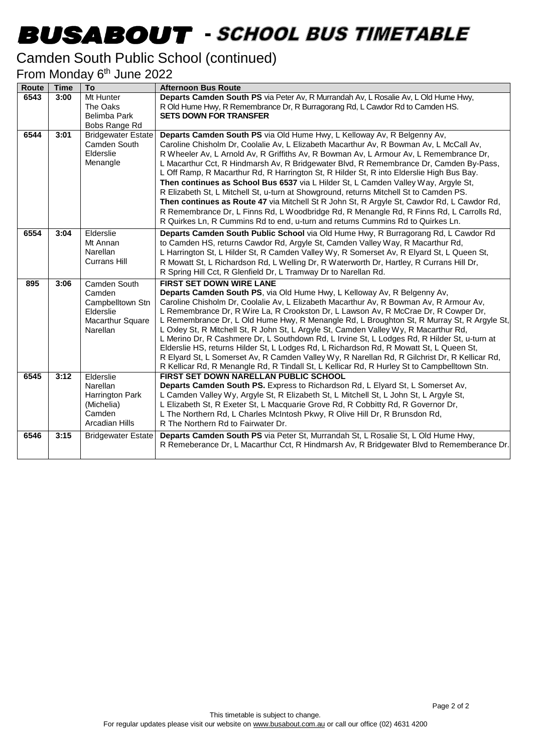# BUSABOUT - SCHOOL BUS TIMETABLE

## Camden South Public School (continued)

From Monday 6th June 2022

| Route | Time | To | Afternoon Bus Route |
|---|---|---|---|
| **6543** | **3:00** | Mt Hunter<br>The Oaks<br>Belimba Park<br>Bobs Range Rd | **Departs Camden South PS** via Peter Av, R Murrandah Av, L Rosalie Av, L Old Hume Hwy, R Old Hume Hwy, R Remembrance Dr, R Burragorang Rd, L Cawdor Rd to Camden HS.<br>**SETS DOWN FOR TRANSFER** |
| **6544** | **3:01** | Bridgewater Estate<br>Camden South<br>Elderslie<br>Menangle | **Departs Camden South PS** via Old Hume Hwy, L Kelloway Av, R Belgenny Av, Caroline Chisholm Dr, Coolalie Av, L Elizabeth Macarthur Av, R Bowman Av, L McCall Av, R Wheeler Av, L Arnold Av, R Griffiths Av, R Bowman Av, L Armour Av, L Remembrance Dr, L Macarthur Cct, R Hindmarsh Av, R Bridgewater Blvd, R Remembrance Dr, Camden By-Pass, L Off Ramp, R Macarthur Rd, R Harrington St, R Hilder St, R into Elderslie High Bus Bay.<br>**Then continues as School Bus 6537** via L Hilder St, L Camden Valley Way, Argyle St, R Elizabeth St, L Mitchell St, u-turn at Showground, returns Mitchell St to Camden PS.<br>**Then continues as Route 47** via Mitchell St R John St, R Argyle St, Cawdor Rd, L Cawdor Rd, R Remembrance Dr, L Finns Rd, L Woodbridge Rd, R Menangle Rd, R Finns Rd, L Carrolls Rd, R Quirkes Ln, R Cummins Rd to end, u-turn and returns Cummins Rd to Quirkes Ln. |
| **6554** | **3:04** | Elderslie<br>Mt Annan<br>Narellan<br>Currans Hill | **Departs Camden South Public School** via Old Hume Hwy, R Burragorang Rd, L Cawdor Rd to Camden HS, returns Cawdor Rd, Argyle St, Camden Valley Way, R Macarthur Rd, L Harrington St, L Hilder St, R Camden Valley Wy, R Somerset Av, R Elyard St, L Queen St, R Mowatt St, L Richardson Rd, L Welling Dr, R Waterworth Dr, Hartley, R Currans Hill Dr, R Spring Hill Cct, R Glenfield Dr, L Tramway Dr to Narellan Rd. |
| **895** | **3:06** | Camden South<br>Camden<br>Campbelltown Stn<br>Elderslie<br>Macarthur Square<br>Narellan | **FIRST SET DOWN WIRE LANE**<br>**Departs Camden South PS**, via Old Hume Hwy, L Kelloway Av, R Belgenny Av, Caroline Chisholm Dr, Coolalie Av, L Elizabeth Macarthur Av, R Bowman Av, R Armour Av, L Remembrance Dr, R Wire La, R Crookston Dr, L Lawson Av, R McCrae Dr, R Cowper Dr, L Remembrance Dr, L Old Hume Hwy, R Menangle Rd, L Broughton St, R Murray St, R Argyle St, L Oxley St, R Mitchell St, R John St, L Argyle St, Camden Valley Wy, R Macarthur Rd, L Merino Dr, R Cashmere Dr, L Southdown Rd, L Irvine St, L Lodges Rd, R Hilder St, u-turn at Elderslie HS, returns Hilder St, L Lodges Rd, L Richardson Rd, R Mowatt St, L Queen St, R Elyard St, L Somerset Av, R Camden Valley Wy, R Narellan Rd, R Gilchrist Dr, R Kellicar Rd, R Kellicar Rd, R Menangle Rd, R Tindall St, L Kellicar Rd, R Hurley St to Campbelltown Stn. |
| **6545** | **3:12** | Elderslie<br>Narellan<br>Harrington Park<br>(Michelia)<br>Camden<br>Arcadian Hills | **FIRST SET DOWN NARELLAN PUBLIC SCHOOL**<br>**Departs Camden South PS.** Express to Richardson Rd, L Elyard St, L Somerset Av, L Camden Valley Wy, Argyle St, R Elizabeth St, L Mitchell St, L John St, L Argyle St, L Elizabeth St, R Exeter St, L Macquarie Grove Rd, R Cobbitty Rd, R Governor Dr, L The Northern Rd, L Charles McIntosh Pkwy, R Olive Hill Dr, R Brunsdon Rd, R The Northern Rd to Fairwater Dr. |
| **6546** | **3:15** | Bridgewater Estate | **Departs Camden South PS** via Peter St, Murrandah St, L Rosalie St, L Old Hume Hwy, R Remeberance Dr, L Macarthur Cct, R Hindmarsh Av, R Bridgewater Blvd to Rememberance Dr. |

This timetable is subject to change.
For regular updates please visit our website on www.busabout.com.au or call our office (02) 4631 4200